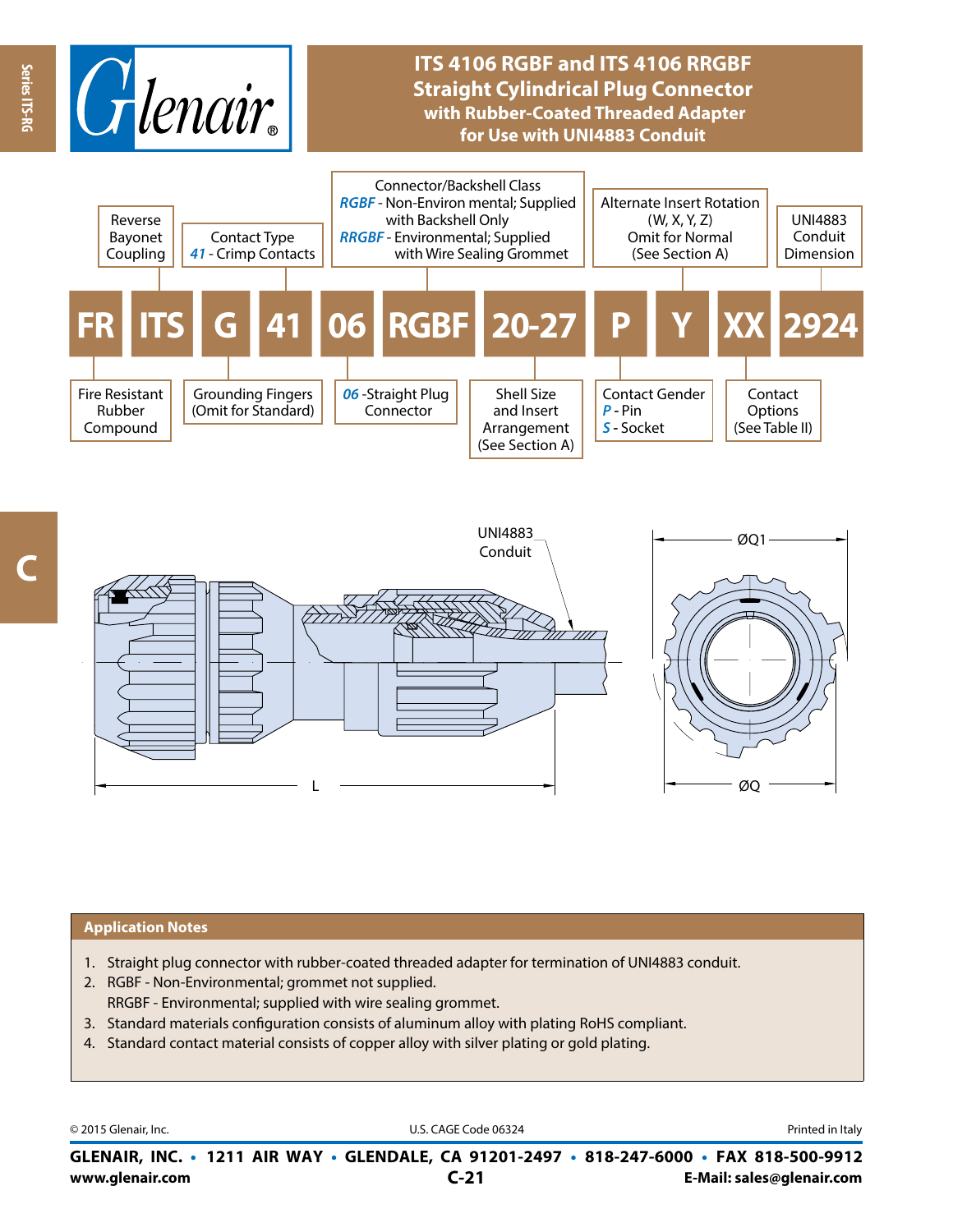# ITS 4106 RGBF and ITS 4106 RRGBF Straight Cylindrical Plug Connector with Rubber-Coated Threaded Adapter for Use with UNI4883 Conduit

## Part Number Breakdown

**FR ITS G 41 06 RGBF 20-27 P Y XX 2924**

| Code | Description |
|---|---|
| FR | Fire Resistant Rubber Compound |
| ITS | Reverse Bayonet Coupling |
| G | Grounding Fingers (Omit for Standard) |
| 41 | Contact Type: *41* - Crimp Contacts |
| 06 | *06* - Straight Plug Connector |
| RGBF | Connector/Backshell Class: *RGBF* - Non-Environ mental; Supplied with Backshell Only; *RRGBF* - Environmental; Supplied with Wire Sealing Grommet |
| 20-27 | Shell Size and Insert Arrangement (See Section A) |
| P | Contact Gender: *P* - Pin; *S* - Socket |
| Y | Alternate Insert Rotation (W, X, Y, Z) Omit for Normal (See Section A) |
| XX | Contact Options (See Table II) |
| 2924 | UNI4883 Conduit Dimension |

UNI4883 Conduit

ØQ1

L

ØQ

## Application Notes

1. Straight plug connector with rubber-coated threaded adapter for termination of UNI4883 conduit.
2. RGBF - Non-Environmental; grommet not supplied.
   RRGBF - Environmental; supplied with wire sealing grommet.
3. Standard materials configuration consists of aluminum alloy with plating RoHS compliant.
4. Standard contact material consists of copper alloy with silver plating or gold plating.

© 2015 Glenair, Inc. U.S. CAGE Code 06324 Printed in Italy

**GLENAIR, INC. • 1211 AIR WAY • GLENDALE, CA 91201-2497 • 818-247-6000 • FAX 818-500-9912**
**www.glenair.com** **E-Mail: sales@glenair.com**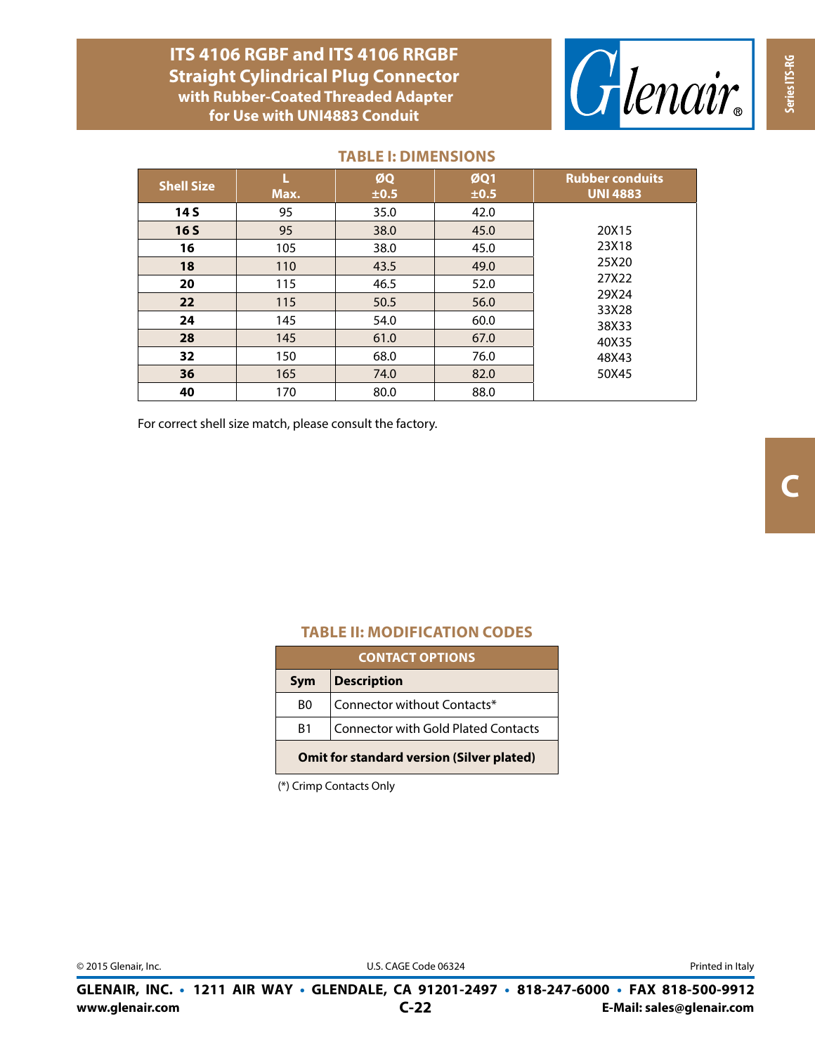# ITS 4106 RGBF and ITS 4106 RRGBF Straight Cylindrical Plug Connector with Rubber-Coated Threaded Adapter for Use with UNI4883 Conduit

## TABLE I: DIMENSIONS

| Shell Size | L Max. | ØQ ±0.5 | ØQ1 ±0.5 | Rubber conduits UNI 4883 |
|---|---|---|---|---|
| **14 S** | 95 | 35.0 | 42.0 | 20X15<br>23X18<br>25X20<br>27X22<br>29X24<br>33X28<br>38X33<br>40X35<br>48X43<br>50X45 |
| **16 S** | 95 | 38.0 | 45.0 | |
| **16** | 105 | 38.0 | 45.0 | |
| **18** | 110 | 43.5 | 49.0 | |
| **20** | 115 | 46.5 | 52.0 | |
| **22** | 115 | 50.5 | 56.0 | |
| **24** | 145 | 54.0 | 60.0 | |
| **28** | 145 | 61.0 | 67.0 | |
| **32** | 150 | 68.0 | 76.0 | |
| **36** | 165 | 74.0 | 82.0 | |
| **40** | 170 | 80.0 | 88.0 | |

For correct shell size match, please consult the factory.

## TABLE II: MODIFICATION CODES

| CONTACT OPTIONS | |
|---|---|
| **Sym** | **Description** |
| B0 | Connector without Contacts* |
| B1 | Connector with Gold Plated Contacts |
| **Omit for standard version (Silver plated)** | |

(*) Crimp Contacts Only

© 2015 Glenair, Inc. U.S. CAGE Code 06324 Printed in Italy

**GLENAIR, INC. • 1211 AIR WAY • GLENDALE, CA 91201-2497 • 818-247-6000 • FAX 818-500-9912**
**www.glenair.com** **E-Mail: sales@glenair.com**